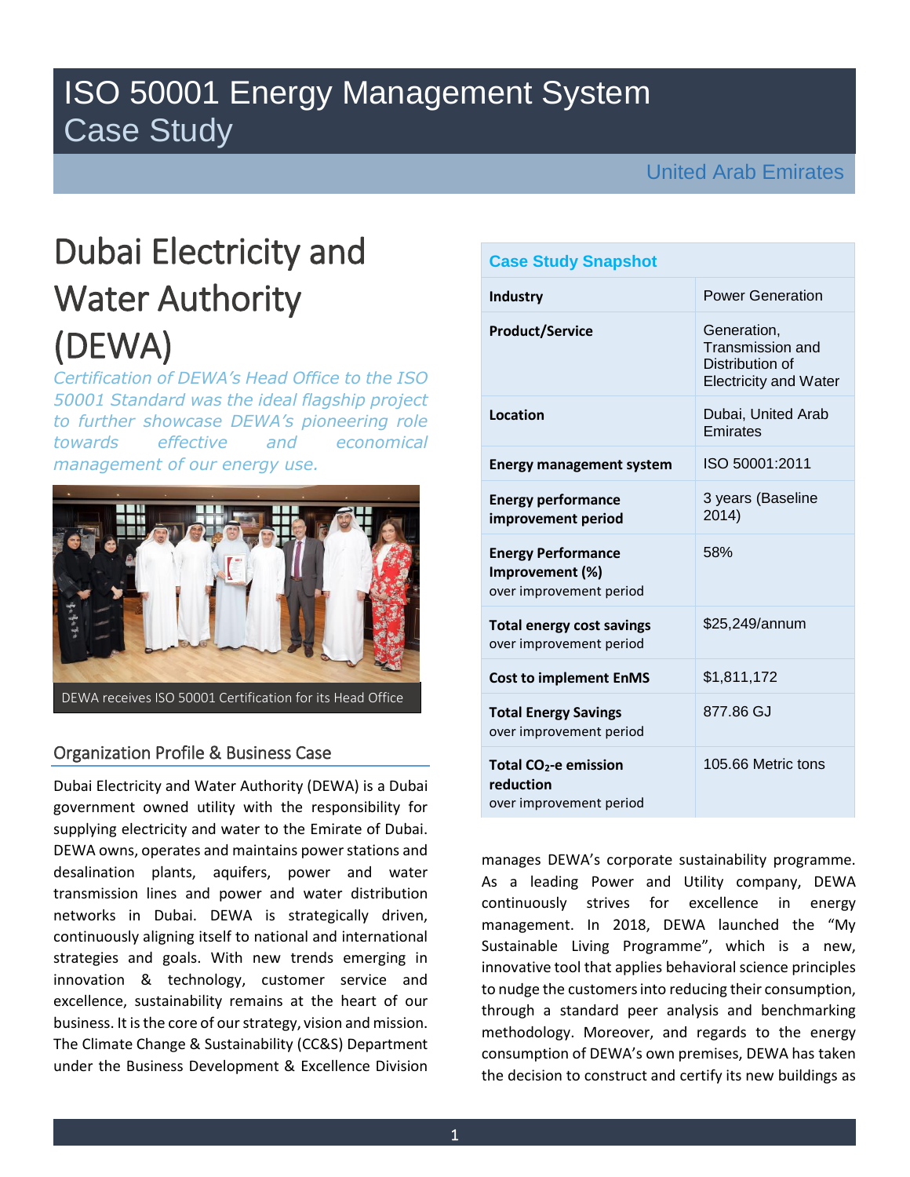# ISO 50001 Energy Management System Case Study

United Arab Emirates

# Dubai Electricity and Water Authority (DEWA)

*Certification of DEWA's Head Office to the ISO 50001 Standard was the ideal flagship project to further showcase DEWA's pioneering role towards effective and economical management of our energy use.*

DEWA receives ISO 50001 Certification for its Head Office

## Organization Profile & Business Case

Dubai Electricity and Water Authority (DEWA) is a Dubai government owned utility with the responsibility for supplying electricity and water to the Emirate of Dubai. DEWA owns, operates and maintains power stations and desalination plants, aquifers, power and water transmission lines and power and water distribution networks in Dubai. DEWA is strategically driven, continuously aligning itself to national and international strategies and goals. With new trends emerging in innovation & technology, customer service and excellence, sustainability remains at the heart of our business. It is the core of our strategy, vision and mission. The Climate Change & Sustainability (CC&S) Department under the Business Development & Excellence Division manages DEWA's corporate sustainability programme. As a leading Power and Utility company, DEWA continuously strives for excellence in energy management. In 2018, DEWA launched the "My Sustainable Living Programme", which is a new, innovative tool that applies behavioral science principles to nudge the customers into reducing their consumption, through a standard peer analysis and benchmarking methodology. Moreover, and regards to the energy consumption of DEWA's own premises, DEWA has taken the decision to construct and certify its new buildings as

| Case Study Snapshot | |
|---|---|
| **Industry** | Power Generation |
| **Product/Service** | Generation, Transmission and Distribution of Electricity and Water |
| **Location** | Dubai, United Arab Emirates |
| **Energy management system** | ISO 50001:2011 |
| **Energy performance improvement period** | 3 years (Baseline 2014) |
| **Energy Performance Improvement (%)** over improvement period | 58% |
| **Total energy cost savings** over improvement period | $25,249/annum |
| **Cost to implement EnMS** | $1,811,172 |
| **Total Energy Savings** over improvement period | 877.86 GJ |
| **Total $CO_2$-e emission reduction** over improvement period | 105.66 Metric tons |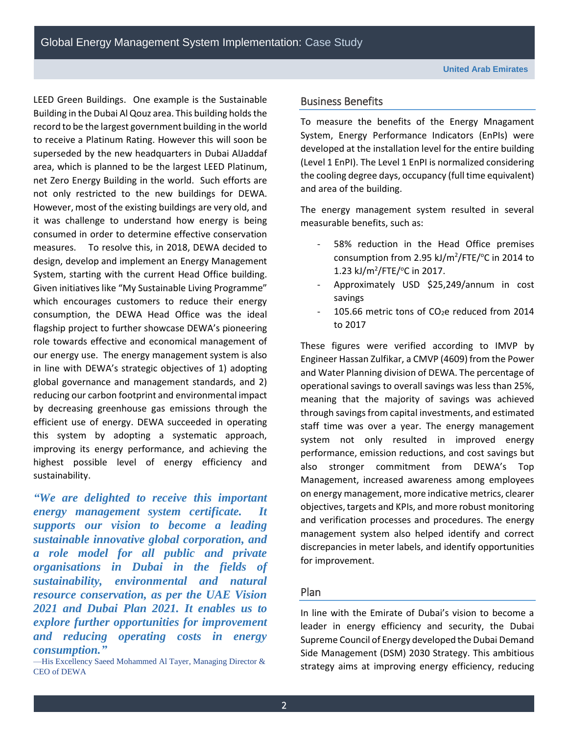LEED Green Buildings. One example is the Sustainable Building in the Dubai Al Qouz area. This building holds the record to be the largest government building in the world to receive a Platinum Rating. However this will soon be superseded by the new headquarters in Dubai AlJaddaf area, which is planned to be the largest LEED Platinum, net Zero Energy Building in the world. Such efforts are not only restricted to the new buildings for DEWA. However, most of the existing buildings are very old, and it was challenge to understand how energy is being consumed in order to determine effective conservation measures. To resolve this, in 2018, DEWA decided to design, develop and implement an Energy Management System, starting with the current Head Office building. Given initiatives like "My Sustainable Living Programme" which encourages customers to reduce their energy consumption, the DEWA Head Office was the ideal flagship project to further showcase DEWA's pioneering role towards effective and economical management of our energy use. The energy management system is also in line with DEWA's strategic objectives of 1) adopting global governance and management standards, and 2) reducing our carbon footprint and environmental impact by decreasing greenhouse gas emissions through the efficient use of energy. DEWA succeeded in operating this system by adopting a systematic approach, improving its energy performance, and achieving the highest possible level of energy efficiency and sustainability.

***"We are delighted to receive this important energy management system certificate. It supports our vision to become a leading sustainable innovative global corporation, and a role model for all public and private organisations in Dubai in the fields of sustainability, environmental and natural resource conservation, as per the UAE Vision 2021 and Dubai Plan 2021. It enables us to explore further opportunities for improvement and reducing operating costs in energy consumption."***

—His Excellency Saeed Mohammed Al Tayer, Managing Director & CEO of DEWA

## Business Benefits

To measure the benefits of the Energy Mnagament System, Energy Performance Indicators (EnPIs) were developed at the installation level for the entire building (Level 1 EnPI). The Level 1 EnPI is normalized considering the cooling degree days, occupancy (full time equivalent) and area of the building.

The energy management system resulted in several measurable benefits, such as:

- 58% reduction in the Head Office premises consumption from 2.95 $kJ/m^2/FTE/^oC$ in 2014 to 1.23 $kJ/m^2/FTE/^oC$ in 2017.
- Approximately USD $25,249/annum in cost savings
- 105.66 metric tons of $CO_2e$ reduced from 2014 to 2017

These figures were verified according to IMVP by Engineer Hassan Zulfikar, a CMVP (4609) from the Power and Water Planning division of DEWA. The percentage of operational savings to overall savings was less than 25%, meaning that the majority of savings was achieved through savings from capital investments, and estimated staff time was over a year. The energy management system not only resulted in improved energy performance, emission reductions, and cost savings but also stronger commitment from DEWA's Top Management, increased awareness among employees on energy management, more indicative metrics, clearer objectives, targets and KPIs, and more robust monitoring and verification processes and procedures. The energy management system also helped identify and correct discrepancies in meter labels, and identify opportunities for improvement.

## Plan

In line with the Emirate of Dubai's vision to become a leader in energy efficiency and security, the Dubai Supreme Council of Energy developed the Dubai Demand Side Management (DSM) 2030 Strategy. This ambitious strategy aims at improving energy efficiency, reducing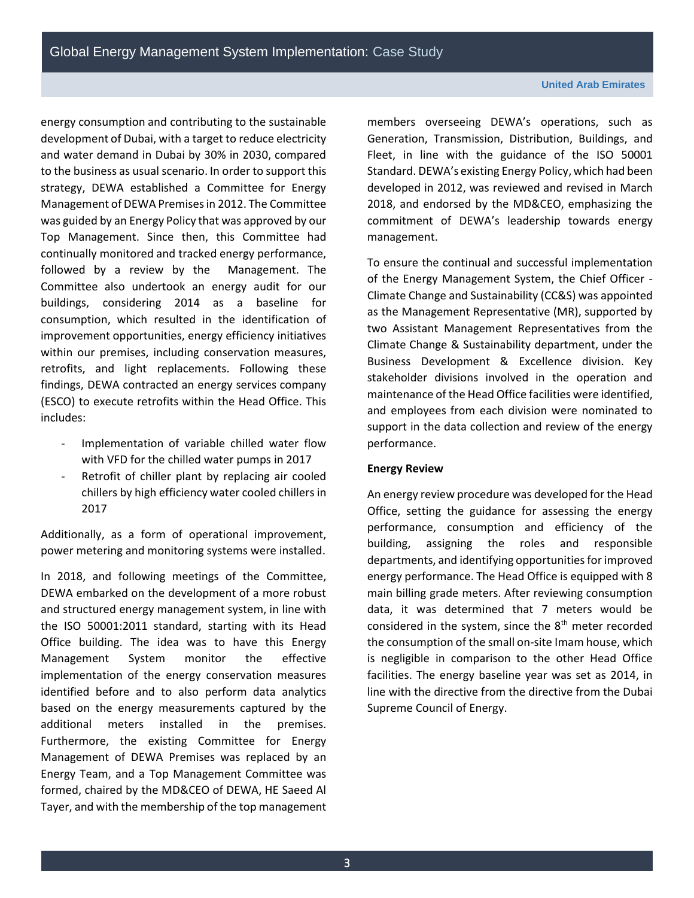energy consumption and contributing to the sustainable development of Dubai, with a target to reduce electricity and water demand in Dubai by 30% in 2030, compared to the business as usual scenario. In order to support this strategy, DEWA established a Committee for Energy Management of DEWA Premises in 2012. The Committee was guided by an Energy Policy that was approved by our Top Management. Since then, this Committee had continually monitored and tracked energy performance, followed by a review by the Management. The Committee also undertook an energy audit for our buildings, considering 2014 as a baseline for consumption, which resulted in the identification of improvement opportunities, energy efficiency initiatives within our premises, including conservation measures, retrofits, and light replacements. Following these findings, DEWA contracted an energy services company (ESCO) to execute retrofits within the Head Office. This includes:

- Implementation of variable chilled water flow with VFD for the chilled water pumps in 2017
- Retrofit of chiller plant by replacing air cooled chillers by high efficiency water cooled chillers in 2017

Additionally, as a form of operational improvement, power metering and monitoring systems were installed.

In 2018, and following meetings of the Committee, DEWA embarked on the development of a more robust and structured energy management system, in line with the ISO 50001:2011 standard, starting with its Head Office building. The idea was to have this Energy Management System monitor the effective implementation of the energy conservation measures identified before and to also perform data analytics based on the energy measurements captured by the additional meters installed in the premises. Furthermore, the existing Committee for Energy Management of DEWA Premises was replaced by an Energy Team, and a Top Management Committee was formed, chaired by the MD&CEO of DEWA, HE Saeed Al Tayer, and with the membership of the top management members overseeing DEWA's operations, such as Generation, Transmission, Distribution, Buildings, and Fleet, in line with the guidance of the ISO 50001 Standard. DEWA's existing Energy Policy, which had been developed in 2012, was reviewed and revised in March 2018, and endorsed by the MD&CEO, emphasizing the commitment of DEWA's leadership towards energy management.

To ensure the continual and successful implementation of the Energy Management System, the Chief Officer - Climate Change and Sustainability (CC&S) was appointed as the Management Representative (MR), supported by two Assistant Management Representatives from the Climate Change & Sustainability department, under the Business Development & Excellence division. Key stakeholder divisions involved in the operation and maintenance of the Head Office facilities were identified, and employees from each division were nominated to support in the data collection and review of the energy performance.

**Energy Review**

An energy review procedure was developed for the Head Office, setting the guidance for assessing the energy performance, consumption and efficiency of the building, assigning the roles and responsible departments, and identifying opportunities for improved energy performance. The Head Office is equipped with 8 main billing grade meters. After reviewing consumption data, it was determined that 7 meters would be considered in the system, since the 8th meter recorded the consumption of the small on-site Imam house, which is negligible in comparison to the other Head Office facilities. The energy baseline year was set as 2014, in line with the directive from the directive from the Dubai Supreme Council of Energy.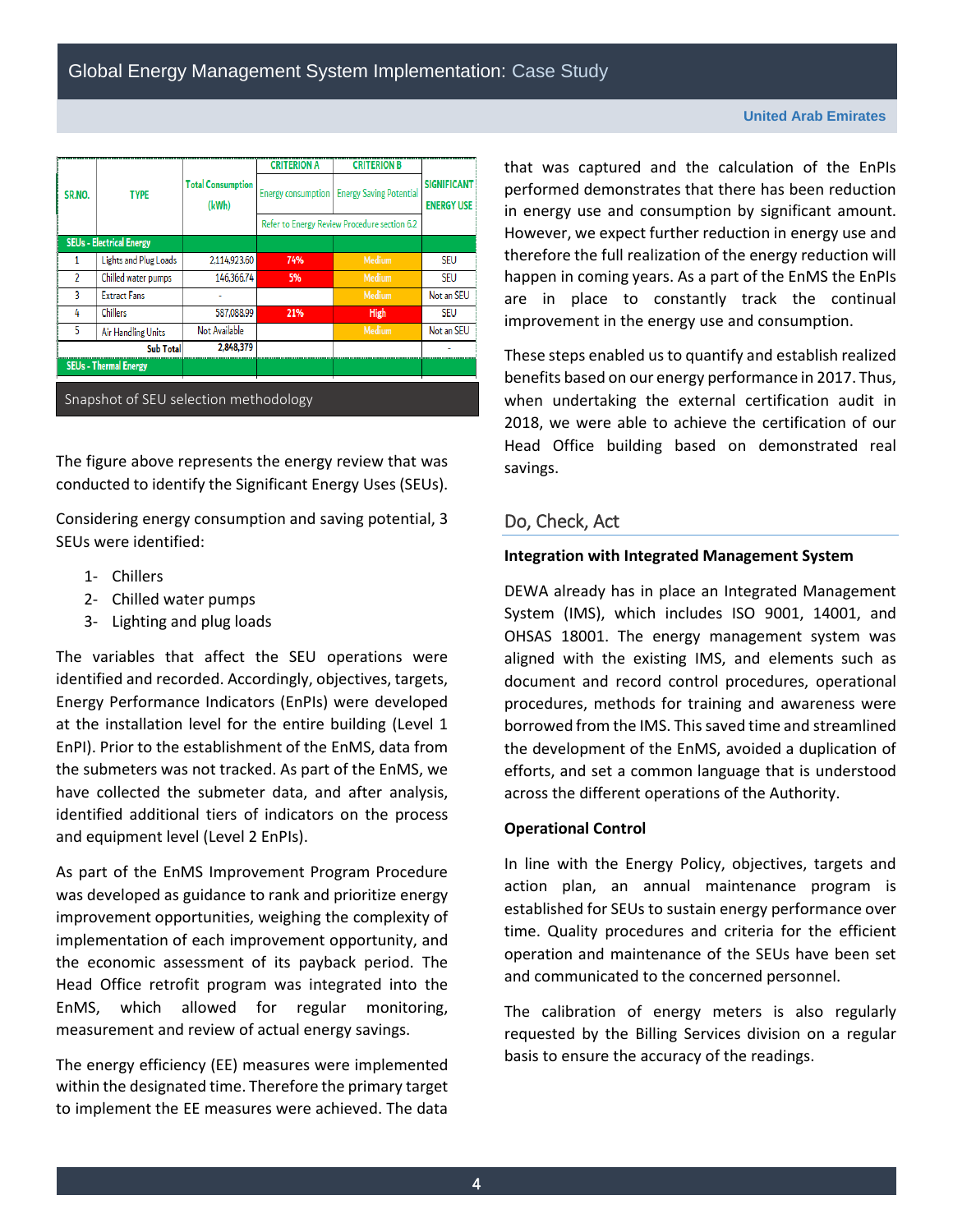| SR.NO. | TYPE | Total Consumption (kWh) | CRITERION A | CRITERION B | SIGNIFICANT ENERGY USE |
|---|---|---|---|---|---|
| | | | Energy consumption | Energy Saving Potential | |
| | | | Refer to Energy Review Procedure section 6.2 | | |
| **SEUs - Electrical Energy** | | | | | |
| 1 | Lights and Plug Loads | 2,114,923.60 | 74% | Medium | SEU |
| 2 | Chilled water pumps | 146,366.74 | 5% | Medium | SEU |
| 3 | Extract Fans | - | | Medium | Not an SEU |
| 4 | Chillers | 587,088.99 | 21% | High | SEU |
| 5 | Air Handling Units | Not Available | | Medium | Not an SEU |
| | Sub Total | 2,848,379 | | | - |
| **SEUs - Thermal Energy** | | | | | |

Snapshot of SEU selection methodology

The figure above represents the energy review that was conducted to identify the Significant Energy Uses (SEUs).

Considering energy consumption and saving potential, 3 SEUs were identified:

1- Chillers
2- Chilled water pumps
3- Lighting and plug loads

The variables that affect the SEU operations were identified and recorded. Accordingly, objectives, targets, Energy Performance Indicators (EnPIs) were developed at the installation level for the entire building (Level 1 EnPI). Prior to the establishment of the EnMS, data from the submeters was not tracked. As part of the EnMS, we have collected the submeter data, and after analysis, identified additional tiers of indicators on the process and equipment level (Level 2 EnPIs).

As part of the EnMS Improvement Program Procedure was developed as guidance to rank and prioritize energy improvement opportunities, weighing the complexity of implementation of each improvement opportunity, and the economic assessment of its payback period. The Head Office retrofit program was integrated into the EnMS, which allowed for regular monitoring, measurement and review of actual energy savings.

The energy efficiency (EE) measures were implemented within the designated time. Therefore the primary target to implement the EE measures were achieved. The data that was captured and the calculation of the EnPIs performed demonstrates that there has been reduction in energy use and consumption by significant amount. However, we expect further reduction in energy use and therefore the full realization of the energy reduction will happen in coming years. As a part of the EnMS the EnPIs are in place to constantly track the continual improvement in the energy use and consumption.

These steps enabled us to quantify and establish realized benefits based on our energy performance in 2017. Thus, when undertaking the external certification audit in 2018, we were able to achieve the certification of our Head Office building based on demonstrated real savings.

## Do, Check, Act

**Integration with Integrated Management System**

DEWA already has in place an Integrated Management System (IMS), which includes ISO 9001, 14001, and OHSAS 18001. The energy management system was aligned with the existing IMS, and elements such as document and record control procedures, operational procedures, methods for training and awareness were borrowed from the IMS. This saved time and streamlined the development of the EnMS, avoided a duplication of efforts, and set a common language that is understood across the different operations of the Authority.

**Operational Control**

In line with the Energy Policy, objectives, targets and action plan, an annual maintenance program is established for SEUs to sustain energy performance over time. Quality procedures and criteria for the efficient operation and maintenance of the SEUs have been set and communicated to the concerned personnel.

The calibration of energy meters is also regularly requested by the Billing Services division on a regular basis to ensure the accuracy of the readings.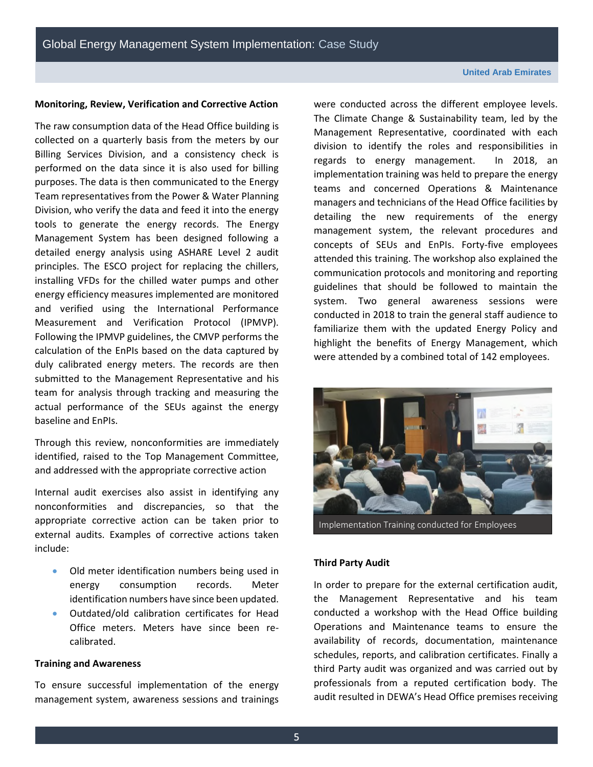### Monitoring, Review, Verification and Corrective Action

The raw consumption data of the Head Office building is collected on a quarterly basis from the meters by our Billing Services Division, and a consistency check is performed on the data since it is also used for billing purposes. The data is then communicated to the Energy Team representatives from the Power & Water Planning Division, who verify the data and feed it into the energy tools to generate the energy records. The Energy Management System has been designed following a detailed energy analysis using ASHARE Level 2 audit principles. The ESCO project for replacing the chillers, installing VFDs for the chilled water pumps and other energy efficiency measures implemented are monitored and verified using the International Performance Measurement and Verification Protocol (IPMVP). Following the IPMVP guidelines, the CMVP performs the calculation of the EnPIs based on the data captured by duly calibrated energy meters. The records are then submitted to the Management Representative and his team for analysis through tracking and measuring the actual performance of the SEUs against the energy baseline and EnPIs.

Through this review, nonconformities are immediately identified, raised to the Top Management Committee, and addressed with the appropriate corrective action

Internal audit exercises also assist in identifying any nonconformities and discrepancies, so that the appropriate corrective action can be taken prior to external audits. Examples of corrective actions taken include:

- Old meter identification numbers being used in energy consumption records. Meter identification numbers have since been updated.
- Outdated/old calibration certificates for Head Office meters. Meters have since been re-calibrated.

### Training and Awareness

To ensure successful implementation of the energy management system, awareness sessions and trainings were conducted across the different employee levels. The Climate Change & Sustainability team, led by the Management Representative, coordinated with each division to identify the roles and responsibilities in regards to energy management. In 2018, an implementation training was held to prepare the energy teams and concerned Operations & Maintenance managers and technicians of the Head Office facilities by detailing the new requirements of the energy management system, the relevant procedures and concepts of SEUs and EnPIs. Forty-five employees attended this training. The workshop also explained the communication protocols and monitoring and reporting guidelines that should be followed to maintain the system. Two general awareness sessions were conducted in 2018 to train the general staff audience to familiarize them with the updated Energy Policy and highlight the benefits of Energy Management, which were attended by a combined total of 142 employees.

Implementation Training conducted for Employees

### Third Party Audit

In order to prepare for the external certification audit, the Management Representative and his team conducted a workshop with the Head Office building Operations and Maintenance teams to ensure the availability of records, documentation, maintenance schedules, reports, and calibration certificates. Finally a third Party audit was organized and was carried out by professionals from a reputed certification body. The audit resulted in DEWA's Head Office premises receiving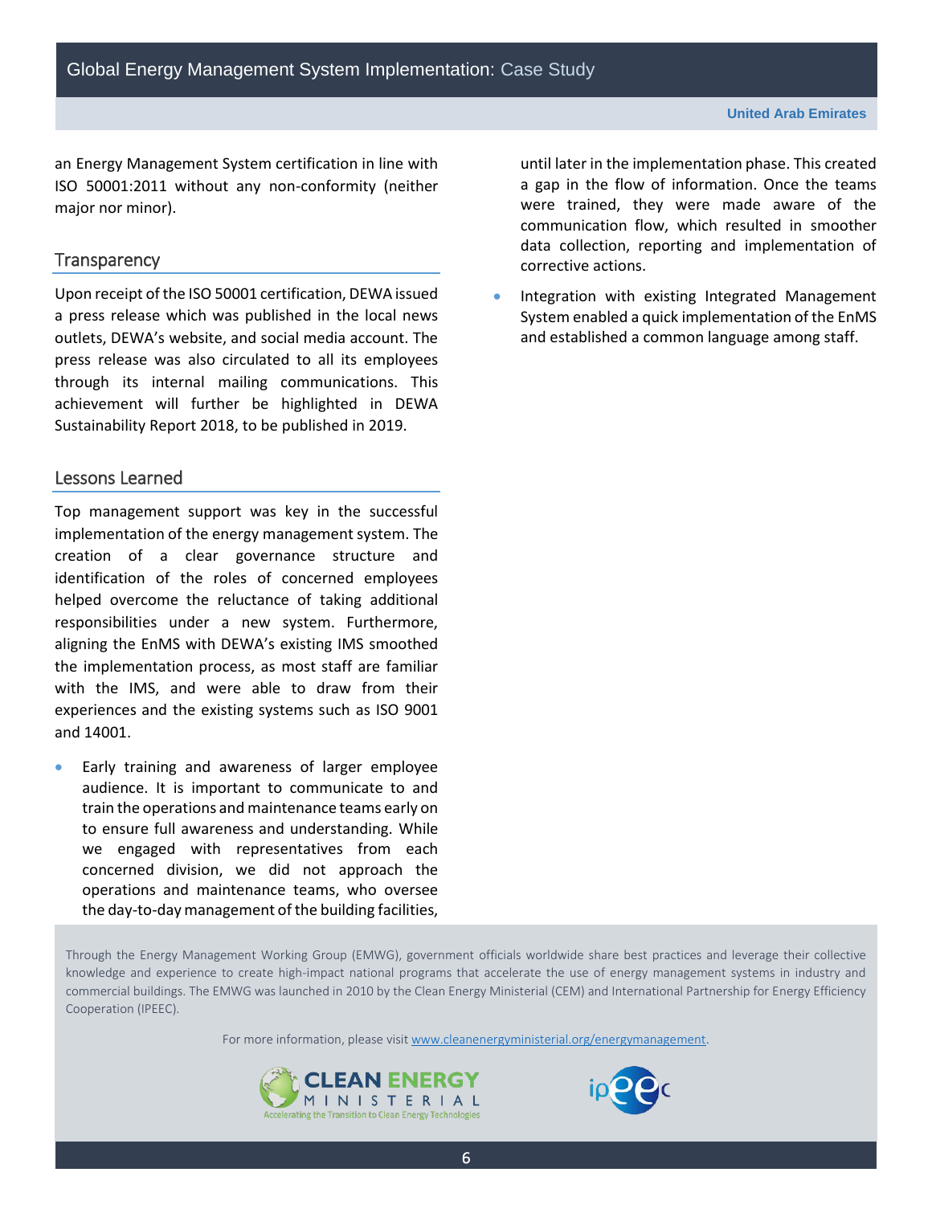an Energy Management System certification in line with ISO 50001:2011 without any non-conformity (neither major nor minor).

## Transparency

Upon receipt of the ISO 50001 certification, DEWA issued a press release which was published in the local news outlets, DEWA's website, and social media account. The press release was also circulated to all its employees through its internal mailing communications. This achievement will further be highlighted in DEWA Sustainability Report 2018, to be published in 2019.

## Lessons Learned

Top management support was key in the successful implementation of the energy management system. The creation of a clear governance structure and identification of the roles of concerned employees helped overcome the reluctance of taking additional responsibilities under a new system. Furthermore, aligning the EnMS with DEWA's existing IMS smoothed the implementation process, as most staff are familiar with the IMS, and were able to draw from their experiences and the existing systems such as ISO 9001 and 14001.

- Early training and awareness of larger employee audience. It is important to communicate to and train the operations and maintenance teams early on to ensure full awareness and understanding. While we engaged with representatives from each concerned division, we did not approach the operations and maintenance teams, who oversee the day-to-day management of the building facilities, until later in the implementation phase. This created a gap in the flow of information. Once the teams were trained, they were made aware of the communication flow, which resulted in smoother data collection, reporting and implementation of corrective actions.
- Integration with existing Integrated Management System enabled a quick implementation of the EnMS and established a common language among staff.

Through the Energy Management Working Group (EMWG), government officials worldwide share best practices and leverage their collective knowledge and experience to create high-impact national programs that accelerate the use of energy management systems in industry and commercial buildings. The EMWG was launched in 2010 by the Clean Energy Ministerial (CEM) and International Partnership for Energy Efficiency Cooperation (IPEEC).

For more information, please visit [www.cleanenergyministerial.org/energymanagement](http://www.cleanenergyministerial.org/energymanagement).